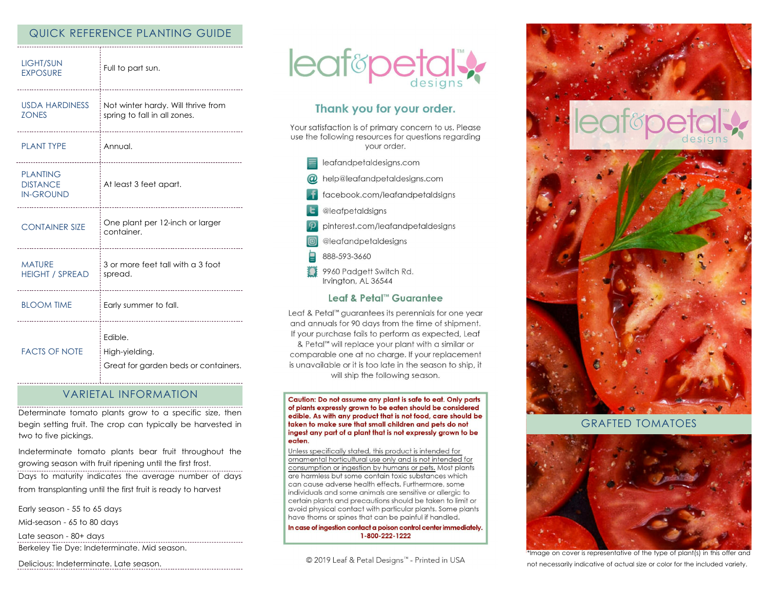## QUICK REFERENCE PLANTING GUIDE

| | |
|---|---|
| LIGHT/SUN EXPOSURE | Full to part sun. |
| USDA HARDINESS ZONES | Not winter hardy. Will thrive from spring to fall in all zones. |
| PLANT TYPE | Annual. |
| PLANTING DISTANCE IN-GROUND | At least 3 feet apart. |
| CONTAINER SIZE | One plant per 12-inch or larger container. |
| MATURE HEIGHT / SPREAD | 3 or more feet tall with a 3 foot spread. |
| BLOOM TIME | Early summer to fall. |
| FACTS OF NOTE | Edible.<br>High-yielding.<br>Great for garden beds or containers. |

## VARIETAL INFORMATION

Determinate tomato plants grow to a specific size, then begin setting fruit. The crop can typically be harvested in two to five pickings.

Indeterminate tomato plants bear fruit throughout the growing season with fruit ripening until the first frost.

Days to maturity indicates the average number of days from transplanting until the first fruit is ready to harvest

Early season - 55 to 65 days

Mid-season - 65 to 80 days

Late season - 80+ days

Berkeley Tie Dye: Indeterminate. Mid season.

Delicious: Indeterminate. Late season.

leaf&petal™ designs

## Thank you for your order.

Your satisfaction is of primary concern to us. Please use the following resources for questions regarding your order.

- leafandpetaldesigns.com
- help@leafandpetaldesigns.com
- facebook.com/leafandpetaldsigns
- @leafpetaldsigns
- pinterest.com/leafandpetaldesigns
- @leafandpetaldesigns
- 888-593-3660
- 9960 Padgett Switch Rd.
  Irvington, AL 36544

## Leaf & Petal™ Guarantee

Leaf & Petal™ guarantees its perennials for one year and annuals for 90 days from the time of shipment. If your purchase fails to perform as expected, Leaf & Petal™ will replace your plant with a similar or comparable one at no charge. If your replacement is unavailable or it is too late in the season to ship, it will ship the following season.

**Caution: Do not assume any plant is safe to eat. Only parts of plants expressly grown to be eaten should be considered edible. As with any product that is not food, care should be taken to make sure that small children and pets do not ingest any part of a plant that is not expressly grown to be eaten.**

Unless specifically stated, this product is intended for ornamental horticultural use only and is not intended for consumption or ingestion by humans or pets. Most plants are harmless but some contain toxic substances which can cause adverse health effects. Furthermore, some individuals and some animals are sensitive or allergic to certain plants and precautions should be taken to limit or avoid physical contact with particular plants. Some plants have thorns or spines that can be painful if handled.

**In case of ingestion contact a poison control center immediately. 1-800-222-1222**

© 2019 Leaf & Petal Designs™ - Printed in USA

leaf&petal™ designs

## GRAFTED TOMATOES

*Image on cover is representative of the type of plant(s) in this offer and not necessarily indicative of actual size or color for the included variety.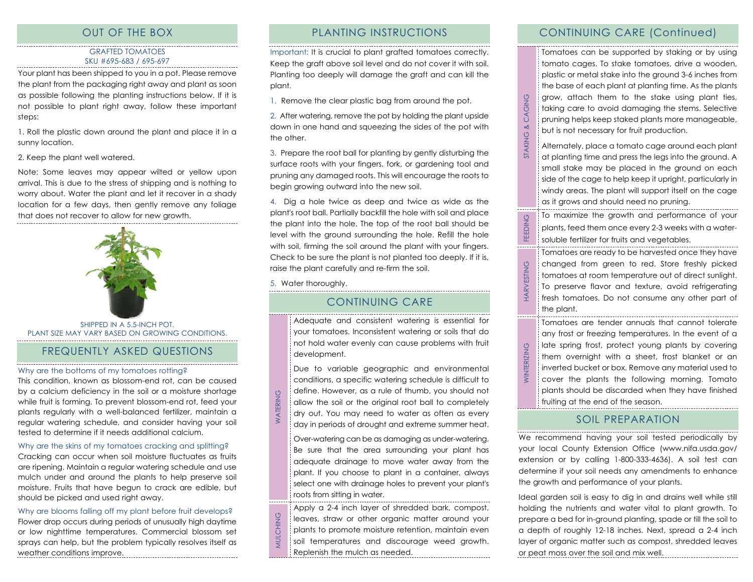## OUT OF THE BOX

GRAFTED TOMATOES
SKU #695-683 / 695-697

Your plant has been shipped to you in a pot. Please remove the plant from the packaging right away and plant as soon as possible following the planting instructions below. If it is not possible to plant right away, follow these important steps:

1. Roll the plastic down around the plant and place it in a sunny location.

2. Keep the plant well watered.

Note: Some leaves may appear wilted or yellow upon arrival. This is due to the stress of shipping and is nothing to worry about. Water the plant and let it recover in a shady location for a few days, then gently remove any foliage that does not recover to allow for new growth.

SHIPPED IN A 5.5-INCH POT.
PLANT SIZE MAY VARY BASED ON GROWING CONDITIONS.

## FREQUENTLY ASKED QUESTIONS

**Why are the bottoms of my tomatoes rotting?**
This condition, known as blossom-end rot, can be caused by a calcium deficiency in the soil or a moisture shortage while fruit is forming. To prevent blossom-end rot, feed your plants regularly with a well-balanced fertilizer, maintain a regular watering schedule, and consider having your soil tested to determine if it needs additional calcium.

**Why are the skins of my tomatoes cracking and splitting?**
Cracking can occur when soil moisture fluctuates as fruits are ripening. Maintain a regular watering schedule and use mulch under and around the plants to help preserve soil moisture. Fruits that have begun to crack are edible, but should be picked and used right away.

**Why are blooms falling off my plant before fruit develops?**
Flower drop occurs during periods of unusually high daytime or low nighttime temperatures. Commercial blossom set sprays can help, but the problem typically resolves itself as weather conditions improve.

## PLANTING INSTRUCTIONS

Important: It is crucial to plant grafted tomatoes correctly. Keep the graft above soil level and do not cover it with soil. Planting too deeply will damage the graft and can kill the plant.

1. Remove the clear plastic bag from around the pot.

2. After watering, remove the pot by holding the plant upside down in one hand and squeezing the sides of the pot with the other.

3. Prepare the root ball for planting by gently disturbing the surface roots with your fingers, fork, or gardening tool and pruning any damaged roots. This will encourage the roots to begin growing outward into the new soil.

4. Dig a hole twice as deep and twice as wide as the plant's root ball. Partially backfill the hole with soil and place the plant into the hole. The top of the root ball should be level with the ground surrounding the hole. Refill the hole with soil, firming the soil around the plant with your fingers. Check to be sure the plant is not planted too deeply. If it is, raise the plant carefully and re-firm the soil.

5. Water thoroughly.

## CONTINUING CARE

### WATERING

Adequate and consistent watering is essential for your tomatoes. Inconsistent watering or soils that do not hold water evenly can cause problems with fruit development.

Due to variable geographic and environmental conditions, a specific watering schedule is difficult to define. However, as a rule of thumb, you should not allow the soil or the original root ball to completely dry out. You may need to water as often as every day in periods of drought and extreme summer heat.

Over-watering can be as damaging as under-watering. Be sure that the area surrounding your plant has adequate drainage to move water away from the plant. If you choose to plant in a container, always select one with drainage holes to prevent your plant's roots from sitting in water.

### MULCHING

Apply a 2-4 inch layer of shredded bark, compost, leaves, straw or other organic matter around your plants to promote moisture retention, maintain even soil temperatures and discourage weed growth. Replenish the mulch as needed.

## CONTINUING CARE (Continued)

### STAKING & CAGING

Tomatoes can be supported by staking or by using tomato cages. To stake tomatoes, drive a wooden, plastic or metal stake into the ground 3-6 inches from the base of each plant at planting time. As the plants grow, attach them to the stake using plant ties, taking care to avoid damaging the stems. Selective pruning helps keep staked plants more manageable, but is not necessary for fruit production.

Alternately, place a tomato cage around each plant at planting time and press the legs into the ground. A small stake may be placed in the ground on each side of the cage to help keep it upright, particularly in windy areas. The plant will support itself on the cage as it grows and should need no pruning.

### FEEDING

To maximize the growth and performance of your plants, feed them once every 2-3 weeks with a water-soluble fertilizer for fruits and vegetables.

### HARVESTING

Tomatoes are ready to be harvested once they have changed from green to red. Store freshly picked tomatoes at room temperature out of direct sunlight. To preserve flavor and texture, avoid refrigerating fresh tomatoes. Do not consume any other part of the plant.

### WINTERIZING

Tomatoes are tender annuals that cannot tolerate any frost or freezing temperatures. In the event of a late spring frost, protect young plants by covering them overnight with a sheet, frost blanket or an inverted bucket or box. Remove any material used to cover the plants the following morning. Tomato plants should be discarded when they have finished fruiting at the end of the season.

## SOIL PREPARATION

We recommend having your soil tested periodically by your local County Extension Office (www.nifa.usda.gov/extension or by calling 1-800-333-4636). A soil test can determine if your soil needs any amendments to enhance the growth and performance of your plants.

Ideal garden soil is easy to dig in and drains well while still holding the nutrients and water vital to plant growth. To prepare a bed for in-ground planting, spade or till the soil to a depth of roughly 12-18 inches. Next, spread a 2-4 inch layer of organic matter such as compost, shredded leaves or peat moss over the soil and mix well.